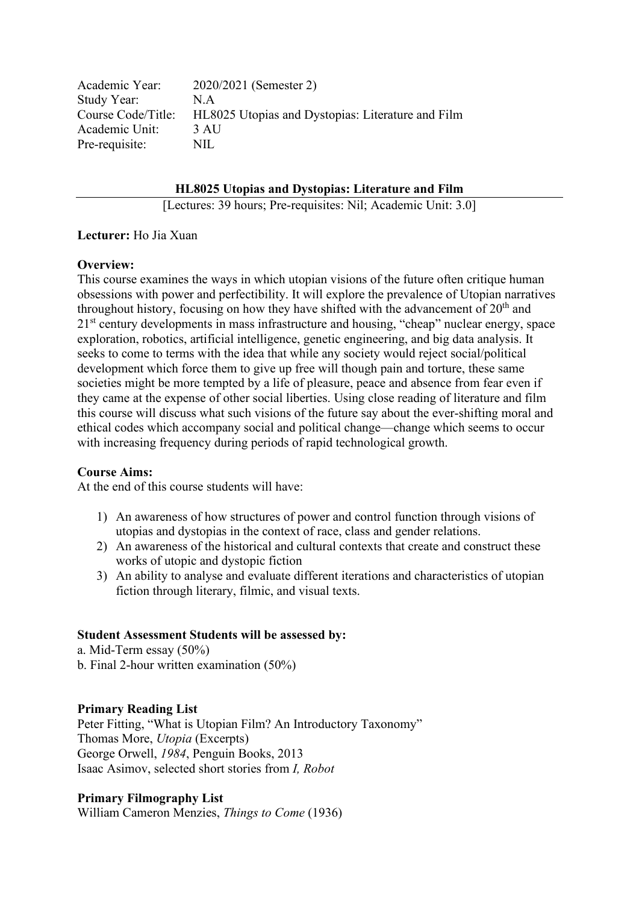| | |
|---|---|
| Academic Year: | 2020/2021 (Semester 2) |
| Study Year: | N.A |
| Course Code/Title: | HL8025 Utopias and Dystopias: Literature and Film |
| Academic Unit: | 3 AU |
| Pre-requisite: | NIL |

## HL8025 Utopias and Dystopias: Literature and Film

[Lectures: 39 hours; Pre-requisites: Nil; Academic Unit: 3.0]

**Lecturer:** Ho Jia Xuan

**Overview:**

This course examines the ways in which utopian visions of the future often critique human obsessions with power and perfectibility. It will explore the prevalence of Utopian narratives throughout history, focusing on how they have shifted with the advancement of 20th and 21st century developments in mass infrastructure and housing, "cheap" nuclear energy, space exploration, robotics, artificial intelligence, genetic engineering, and big data analysis. It seeks to come to terms with the idea that while any society would reject social/political development which force them to give up free will though pain and torture, these same societies might be more tempted by a life of pleasure, peace and absence from fear even if they came at the expense of other social liberties. Using close reading of literature and film this course will discuss what such visions of the future say about the ever-shifting moral and ethical codes which accompany social and political change—change which seems to occur with increasing frequency during periods of rapid technological growth.

**Course Aims:**

At the end of this course students will have:

1) An awareness of how structures of power and control function through visions of utopias and dystopias in the context of race, class and gender relations.
2) An awareness of the historical and cultural contexts that create and construct these works of utopic and dystopic fiction
3) An ability to analyse and evaluate different iterations and characteristics of utopian fiction through literary, filmic, and visual texts.

**Student Assessment Students will be assessed by:**

a. Mid-Term essay (50%)
b. Final 2-hour written examination (50%)

**Primary Reading List**

Peter Fitting, "What is Utopian Film? An Introductory Taxonomy"
Thomas More, *Utopia* (Excerpts)
George Orwell, *1984*, Penguin Books, 2013
Isaac Asimov, selected short stories from *I, Robot*

**Primary Filmography List**

William Cameron Menzies, *Things to Come* (1936)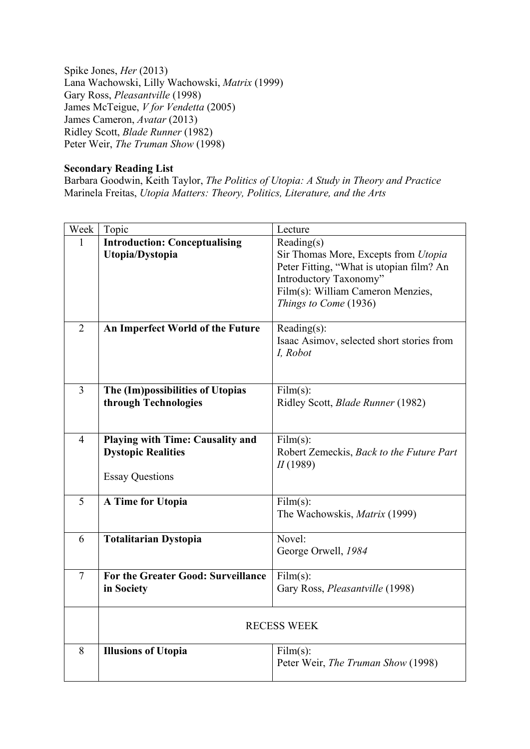Spike Jones, *Her* (2013)
Lana Wachowski, Lilly Wachowski, *Matrix* (1999)
Gary Ross, *Pleasantville* (1998)
James McTeigue, *V for Vendetta* (2005)
James Cameron, *Avatar* (2013)
Ridley Scott, *Blade Runner* (1982)
Peter Weir, *The Truman Show* (1998)

**Secondary Reading List**
Barbara Goodwin, Keith Taylor, *The Politics of Utopia: A Study in Theory and Practice*
Marinela Freitas, *Utopia Matters: Theory, Politics, Literature, and the Arts*

| Week | Topic | Lecture |
|---|---|---|
| 1 | **Introduction: Conceptualising Utopia/Dystopia** | Reading(s)<br>Sir Thomas More, Excepts from *Utopia*<br>Peter Fitting, "What is utopian film? An Introductory Taxonomy"<br>Film(s): William Cameron Menzies, *Things to Come* (1936) |
| 2 | **An Imperfect World of the Future** | Reading(s):<br>Isaac Asimov, selected short stories from *I, Robot* |
| 3 | **The (Im)possibilities of Utopias through Technologies** | Film(s):<br>Ridley Scott, *Blade Runner* (1982) |
| 4 | **Playing with Time: Causality and Dystopic Realities**<br><br>Essay Questions | Film(s):<br>Robert Zemeckis, *Back to the Future Part II* (1989) |
| 5 | **A Time for Utopia** | Film(s):<br>The Wachowskis, *Matrix* (1999) |
| 6 | **Totalitarian Dystopia** | Novel:<br>George Orwell, *1984* |
| 7 | **For the Greater Good: Surveillance in Society** | Film(s):<br>Gary Ross, *Pleasantville* (1998) |
| | RECESS WEEK | |
| 8 | **Illusions of Utopia** | Film(s):<br>Peter Weir, *The Truman Show* (1998) |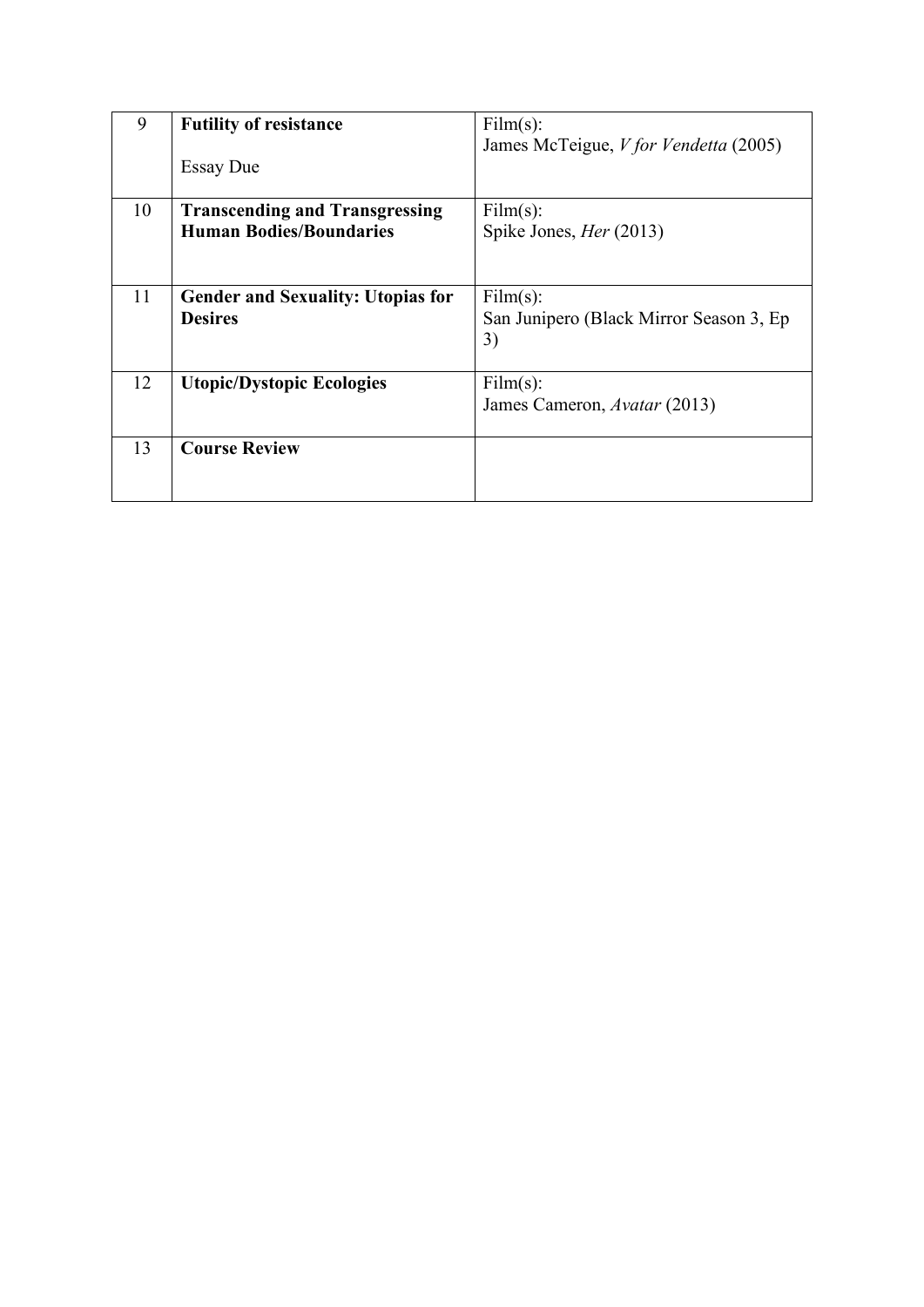| | | |
|---|---|---|
| 9 | **Futility of resistance**<br><br>Essay Due | Film(s):<br>James McTeigue, *V for Vendetta* (2005) |
| 10 | **Transcending and Transgressing Human Bodies/Boundaries** | Film(s):<br>Spike Jones, *Her* (2013) |
| 11 | **Gender and Sexuality: Utopias for Desires** | Film(s):<br>San Junipero (Black Mirror Season 3, Ep 3) |
| 12 | **Utopic/Dystopic Ecologies** | Film(s):<br>James Cameron, *Avatar* (2013) |
| 13 | **Course Review** | |